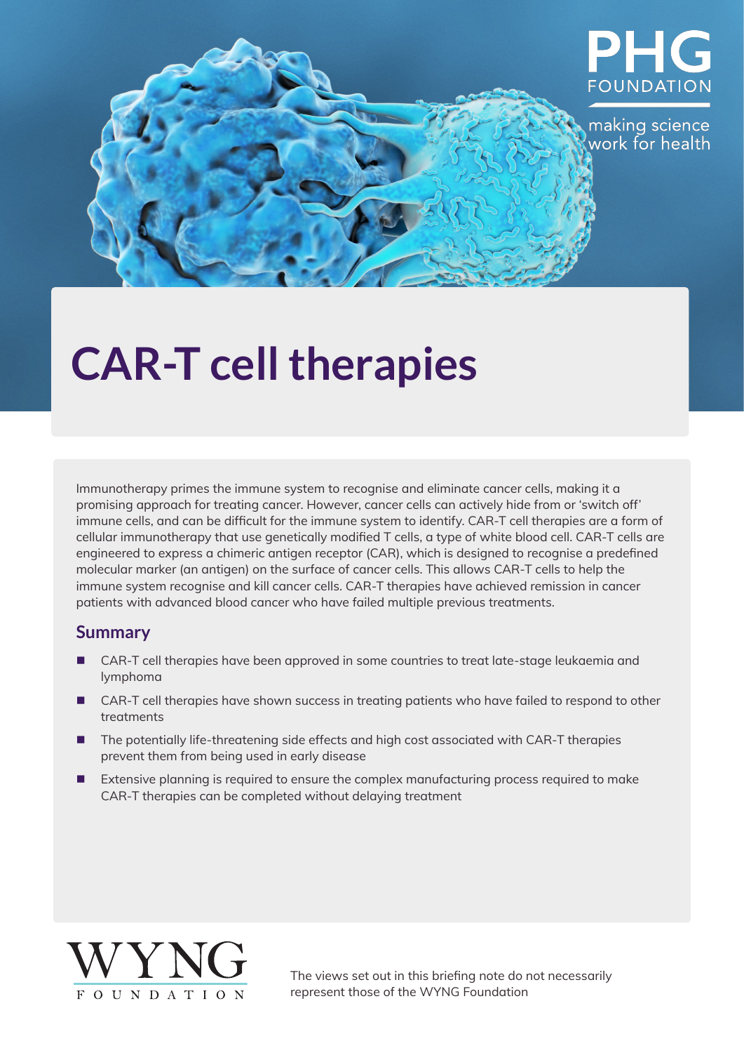PHG FOUNDATION

making science work for health

# CAR-T cell therapies

Immunotherapy primes the immune system to recognise and eliminate cancer cells, making it a promising approach for treating cancer. However, cancer cells can actively hide from or 'switch off' immune cells, and can be difficult for the immune system to identify. CAR-T cell therapies are a form of cellular immunotherapy that use genetically modified T cells, a type of white blood cell. CAR-T cells are engineered to express a chimeric antigen receptor (CAR), which is designed to recognise a predefined molecular marker (an antigen) on the surface of cancer cells. This allows CAR-T cells to help the immune system recognise and kill cancer cells. CAR-T therapies have achieved remission in cancer patients with advanced blood cancer who have failed multiple previous treatments.

## Summary

- CAR-T cell therapies have been approved in some countries to treat late-stage leukaemia and lymphoma
- CAR-T cell therapies have shown success in treating patients who have failed to respond to other treatments
- The potentially life-threatening side effects and high cost associated with CAR-T therapies prevent them from being used in early disease
- Extensive planning is required to ensure the complex manufacturing process required to make CAR-T therapies can be completed without delaying treatment

WYNG FOUNDATION

The views set out in this briefing note do not necessarily represent those of the WYNG Foundation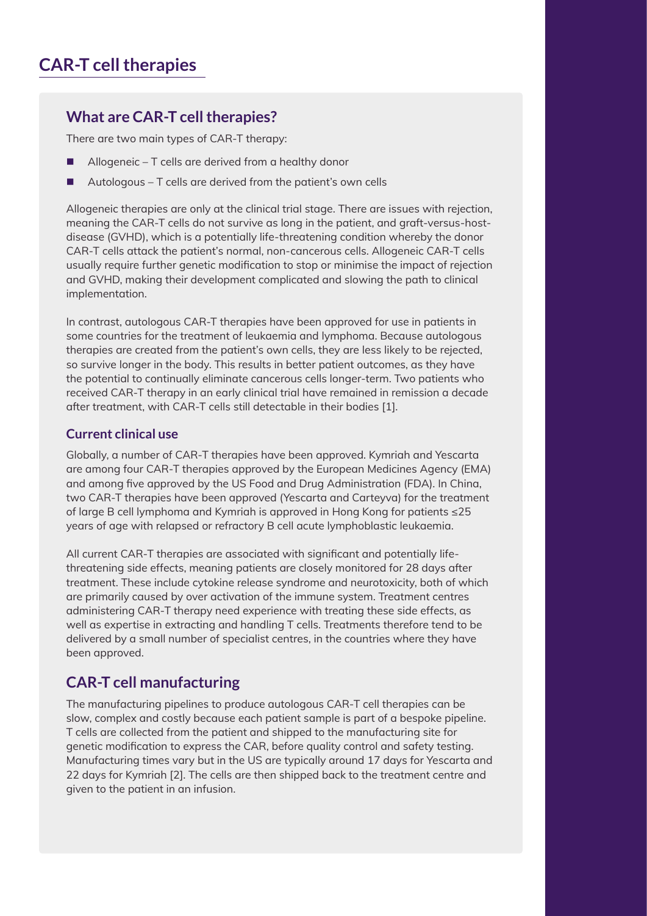# CAR-T cell therapies

## What are CAR-T cell therapies?

There are two main types of CAR-T therapy:

- Allogeneic – T cells are derived from a healthy donor
- Autologous – T cells are derived from the patient's own cells

Allogeneic therapies are only at the clinical trial stage. There are issues with rejection, meaning the CAR-T cells do not survive as long in the patient, and graft-versus-host-disease (GVHD), which is a potentially life-threatening condition whereby the donor CAR-T cells attack the patient's normal, non-cancerous cells. Allogeneic CAR-T cells usually require further genetic modification to stop or minimise the impact of rejection and GVHD, making their development complicated and slowing the path to clinical implementation.

In contrast, autologous CAR-T therapies have been approved for use in patients in some countries for the treatment of leukaemia and lymphoma. Because autologous therapies are created from the patient's own cells, they are less likely to be rejected, so survive longer in the body. This results in better patient outcomes, as they have the potential to continually eliminate cancerous cells longer-term. Two patients who received CAR-T therapy in an early clinical trial have remained in remission a decade after treatment, with CAR-T cells still detectable in their bodies [1].

### Current clinical use

Globally, a number of CAR-T therapies have been approved. Kymriah and Yescarta are among four CAR-T therapies approved by the European Medicines Agency (EMA) and among five approved by the US Food and Drug Administration (FDA). In China, two CAR-T therapies have been approved (Yescarta and Carteyva) for the treatment of large B cell lymphoma and Kymriah is approved in Hong Kong for patients ≤25 years of age with relapsed or refractory B cell acute lymphoblastic leukaemia.

All current CAR-T therapies are associated with significant and potentially life-threatening side effects, meaning patients are closely monitored for 28 days after treatment. These include cytokine release syndrome and neurotoxicity, both of which are primarily caused by over activation of the immune system. Treatment centres administering CAR-T therapy need experience with treating these side effects, as well as expertise in extracting and handling T cells. Treatments therefore tend to be delivered by a small number of specialist centres, in the countries where they have been approved.

## CAR-T cell manufacturing

The manufacturing pipelines to produce autologous CAR-T cell therapies can be slow, complex and costly because each patient sample is part of a bespoke pipeline. T cells are collected from the patient and shipped to the manufacturing site for genetic modification to express the CAR, before quality control and safety testing. Manufacturing times vary but in the US are typically around 17 days for Yescarta and 22 days for Kymriah [2]. The cells are then shipped back to the treatment centre and given to the patient in an infusion.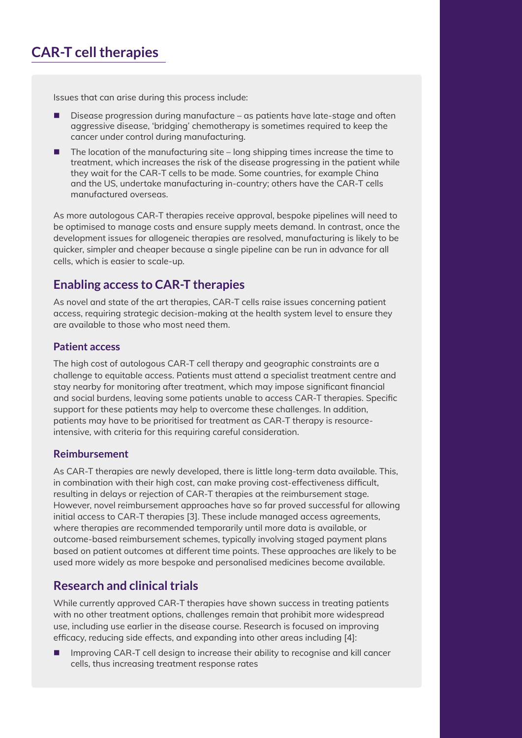# CAR-T cell therapies

Issues that can arise during this process include:

- Disease progression during manufacture – as patients have late-stage and often aggressive disease, 'bridging' chemotherapy is sometimes required to keep the cancer under control during manufacturing.
- The location of the manufacturing site – long shipping times increase the time to treatment, which increases the risk of the disease progressing in the patient while they wait for the CAR-T cells to be made. Some countries, for example China and the US, undertake manufacturing in-country; others have the CAR-T cells manufactured overseas.

As more autologous CAR-T therapies receive approval, bespoke pipelines will need to be optimised to manage costs and ensure supply meets demand. In contrast, once the development issues for allogeneic therapies are resolved, manufacturing is likely to be quicker, simpler and cheaper because a single pipeline can be run in advance for all cells, which is easier to scale-up.

## Enabling access to CAR-T therapies

As novel and state of the art therapies, CAR-T cells raise issues concerning patient access, requiring strategic decision-making at the health system level to ensure they are available to those who most need them.

### Patient access

The high cost of autologous CAR-T cell therapy and geographic constraints are a challenge to equitable access. Patients must attend a specialist treatment centre and stay nearby for monitoring after treatment, which may impose significant financial and social burdens, leaving some patients unable to access CAR-T therapies. Specific support for these patients may help to overcome these challenges. In addition, patients may have to be prioritised for treatment as CAR-T therapy is resource-intensive, with criteria for this requiring careful consideration.

### Reimbursement

As CAR-T therapies are newly developed, there is little long-term data available. This, in combination with their high cost, can make proving cost-effectiveness difficult, resulting in delays or rejection of CAR-T therapies at the reimbursement stage. However, novel reimbursement approaches have so far proved successful for allowing initial access to CAR-T therapies [3]. These include managed access agreements, where therapies are recommended temporarily until more data is available, or outcome-based reimbursement schemes, typically involving staged payment plans based on patient outcomes at different time points. These approaches are likely to be used more widely as more bespoke and personalised medicines become available.

## Research and clinical trials

While currently approved CAR-T therapies have shown success in treating patients with no other treatment options, challenges remain that prohibit more widespread use, including use earlier in the disease course. Research is focused on improving efficacy, reducing side effects, and expanding into other areas including [4]:

- Improving CAR-T cell design to increase their ability to recognise and kill cancer cells, thus increasing treatment response rates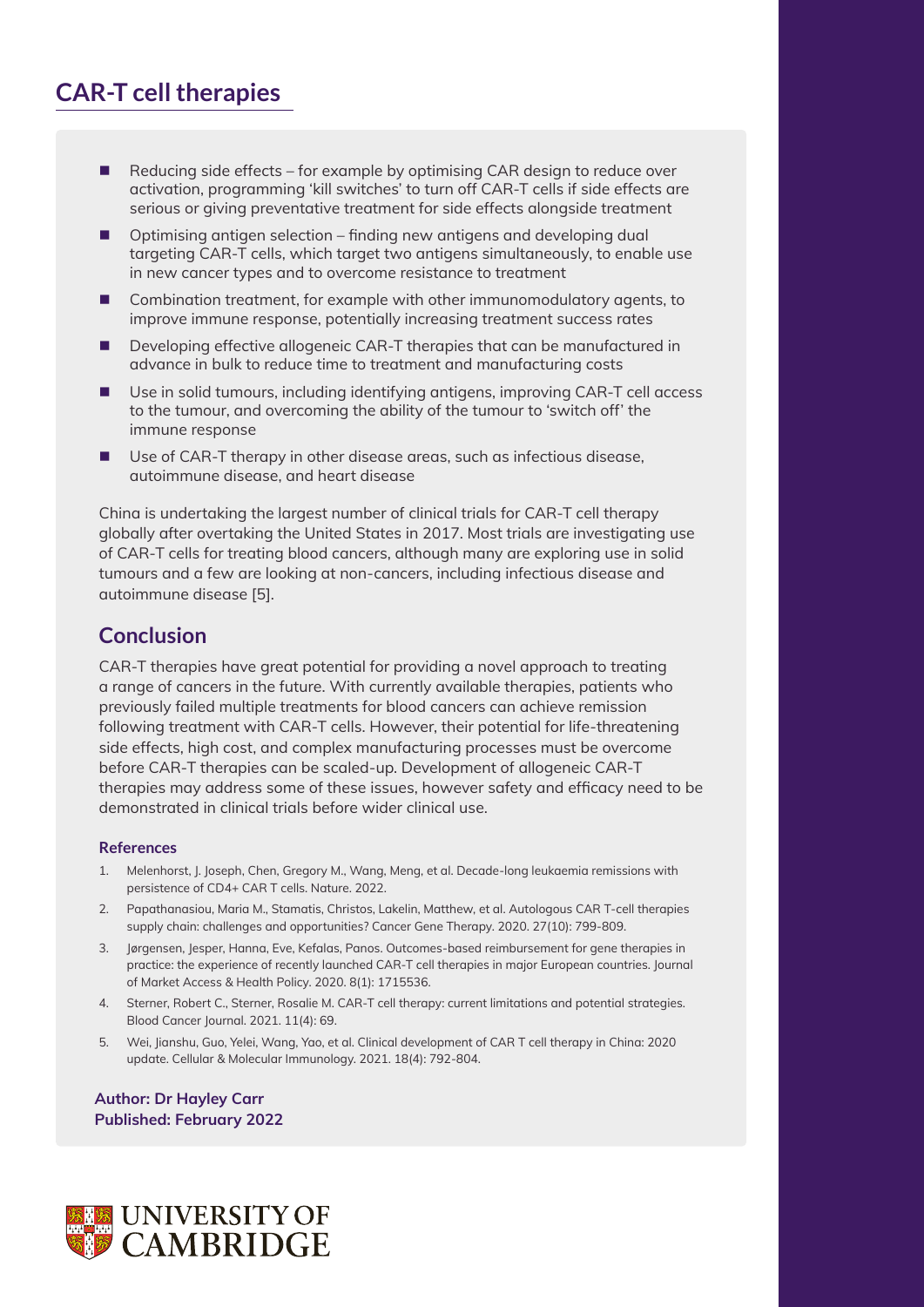## CAR-T cell therapies

- Reducing side effects – for example by optimising CAR design to reduce over activation, programming 'kill switches' to turn off CAR-T cells if side effects are serious or giving preventative treatment for side effects alongside treatment
- Optimising antigen selection – finding new antigens and developing dual targeting CAR-T cells, which target two antigens simultaneously, to enable use in new cancer types and to overcome resistance to treatment
- Combination treatment, for example with other immunomodulatory agents, to improve immune response, potentially increasing treatment success rates
- Developing effective allogeneic CAR-T therapies that can be manufactured in advance in bulk to reduce time to treatment and manufacturing costs
- Use in solid tumours, including identifying antigens, improving CAR-T cell access to the tumour, and overcoming the ability of the tumour to 'switch off' the immune response
- Use of CAR-T therapy in other disease areas, such as infectious disease, autoimmune disease, and heart disease

China is undertaking the largest number of clinical trials for CAR-T cell therapy globally after overtaking the United States in 2017. Most trials are investigating use of CAR-T cells for treating blood cancers, although many are exploring use in solid tumours and a few are looking at non-cancers, including infectious disease and autoimmune disease [5].

## Conclusion

CAR-T therapies have great potential for providing a novel approach to treating a range of cancers in the future. With currently available therapies, patients who previously failed multiple treatments for blood cancers can achieve remission following treatment with CAR-T cells. However, their potential for life-threatening side effects, high cost, and complex manufacturing processes must be overcome before CAR-T therapies can be scaled-up. Development of allogeneic CAR-T therapies may address some of these issues, however safety and efficacy need to be demonstrated in clinical trials before wider clinical use.

### References

1. Melenhorst, J. Joseph, Chen, Gregory M., Wang, Meng, et al. Decade-long leukaemia remissions with persistence of CD4+ CAR T cells. Nature. 2022.
2. Papathanasiou, Maria M., Stamatis, Christos, Lakelin, Matthew, et al. Autologous CAR T-cell therapies supply chain: challenges and opportunities? Cancer Gene Therapy. 2020. 27(10): 799-809.
3. Jørgensen, Jesper, Hanna, Eve, Kefalas, Panos. Outcomes-based reimbursement for gene therapies in practice: the experience of recently launched CAR-T cell therapies in major European countries. Journal of Market Access & Health Policy. 2020. 8(1): 1715536.
4. Sterner, Robert C., Sterner, Rosalie M. CAR-T cell therapy: current limitations and potential strategies. Blood Cancer Journal. 2021. 11(4): 69.
5. Wei, Jianshu, Guo, Yelei, Wang, Yao, et al. Clinical development of CAR T cell therapy in China: 2020 update. Cellular & Molecular Immunology. 2021. 18(4): 792-804.

**Author: Dr Hayley Carr**
**Published: February 2022**

UNIVERSITY OF CAMBRIDGE